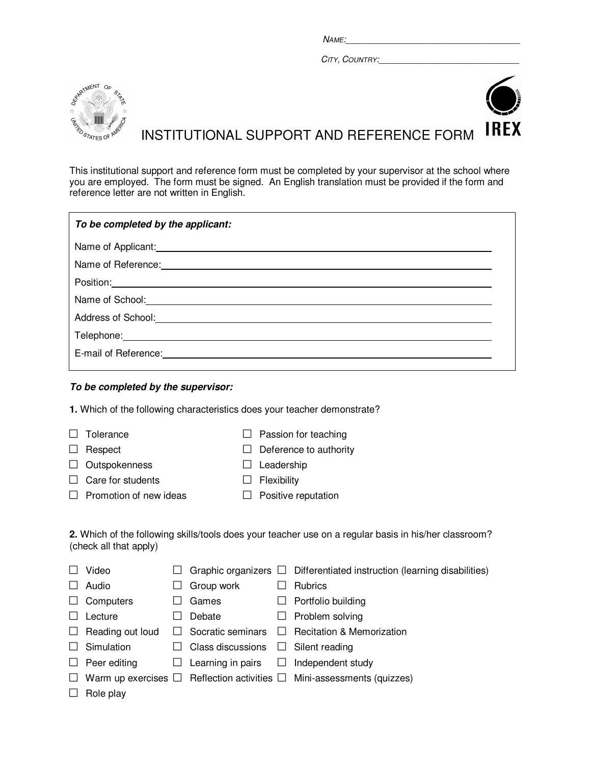NAME:\_\_\_\_\_\_\_\_\_\_\_\_\_\_\_\_\_\_\_\_\_\_\_\_\_\_\_\_\_\_\_\_\_\_\_

CITY, COUNTRY:\_\_\_\_\_\_\_\_\_\_\_\_\_\_\_\_\_\_\_\_\_\_\_\_\_\_\_\_\_

# INSTITUTIONAL SUPPORT AND REFERENCE FORM

This institutional support and reference form must be completed by your supervisor at the school where you are employed. The form must be signed. An English translation must be provided if the form and reference letter are not written in English.

***To be completed by the applicant:***

Name of Applicant:\_\_\_\_\_\_\_\_\_\_\_\_\_\_\_\_\_\_\_\_\_\_\_\_\_\_\_\_\_\_\_\_\_\_\_\_\_\_\_\_\_\_\_\_\_\_\_\_

Name of Reference:\_\_\_\_\_\_\_\_\_\_\_\_\_\_\_\_\_\_\_\_\_\_\_\_\_\_\_\_\_\_\_\_\_\_\_\_\_\_\_\_\_\_\_\_\_\_\_\_

Position:\_\_\_\_\_\_\_\_\_\_\_\_\_\_\_\_\_\_\_\_\_\_\_\_\_\_\_\_\_\_\_\_\_\_\_\_\_\_\_\_\_\_\_\_\_\_\_\_\_\_\_\_\_\_\_\_

Name of School:\_\_\_\_\_\_\_\_\_\_\_\_\_\_\_\_\_\_\_\_\_\_\_\_\_\_\_\_\_\_\_\_\_\_\_\_\_\_\_\_\_\_\_\_\_\_\_\_\_\_\_

Address of School:\_\_\_\_\_\_\_\_\_\_\_\_\_\_\_\_\_\_\_\_\_\_\_\_\_\_\_\_\_\_\_\_\_\_\_\_\_\_\_\_\_\_\_\_\_\_\_\_\_

Telephone:\_\_\_\_\_\_\_\_\_\_\_\_\_\_\_\_\_\_\_\_\_\_\_\_\_\_\_\_\_\_\_\_\_\_\_\_\_\_\_\_\_\_\_\_\_\_\_\_\_\_\_\_\_\_

E-mail of Reference:\_\_\_\_\_\_\_\_\_\_\_\_\_\_\_\_\_\_\_\_\_\_\_\_\_\_\_\_\_\_\_\_\_\_\_\_\_\_\_\_\_\_\_\_\_\_\_

***To be completed by the supervisor:***

**1.** Which of the following characteristics does your teacher demonstrate?

- ☐ Tolerance
- ☐ Respect
- ☐ Outspokenness
- ☐ Care for students
- ☐ Promotion of new ideas
- ☐ Passion for teaching
- ☐ Deference to authority
- ☐ Leadership
- ☐ Flexibility
- ☐ Positive reputation

**2.** Which of the following skills/tools does your teacher use on a regular basis in his/her classroom? (check all that apply)

- ☐ Video
- ☐ Audio
- ☐ Computers
- ☐ Lecture
- ☐ Reading out loud
- ☐ Simulation
- ☐ Peer editing
- ☐ Warm up exercises
- ☐ Role play
- ☐ Graphic organizers
- ☐ Group work
- ☐ Games
- ☐ Debate
- ☐ Socratic seminars
- ☐ Class discussions
- ☐ Learning in pairs
- ☐ Reflection activities
- ☐ Differentiated instruction (learning disabilities)
- ☐ Rubrics
- ☐ Portfolio building
- ☐ Problem solving
- ☐ Recitation & Memorization
- ☐ Silent reading
- ☐ Independent study
- ☐ Mini-assessments (quizzes)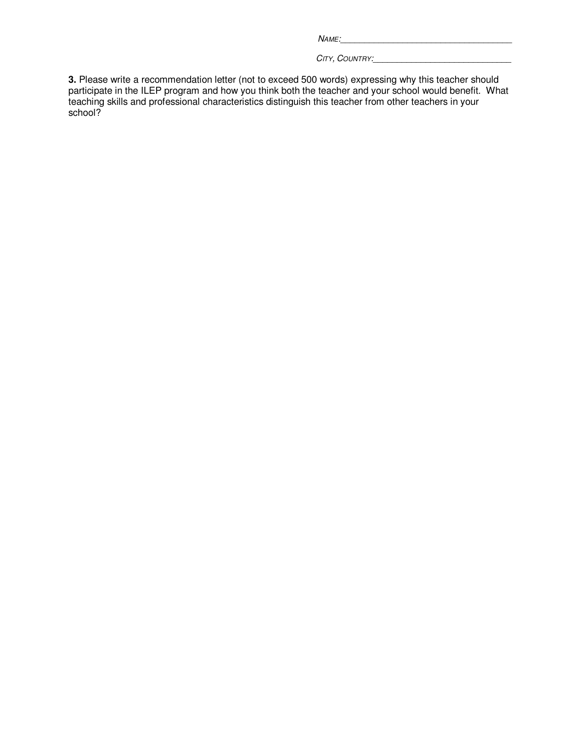*NAME:*___________________________________

*CITY, COUNTRY:*____________________________

**3.** Please write a recommendation letter (not to exceed 500 words) expressing why this teacher should participate in the ILEP program and how you think both the teacher and your school would benefit. What teaching skills and professional characteristics distinguish this teacher from other teachers in your school?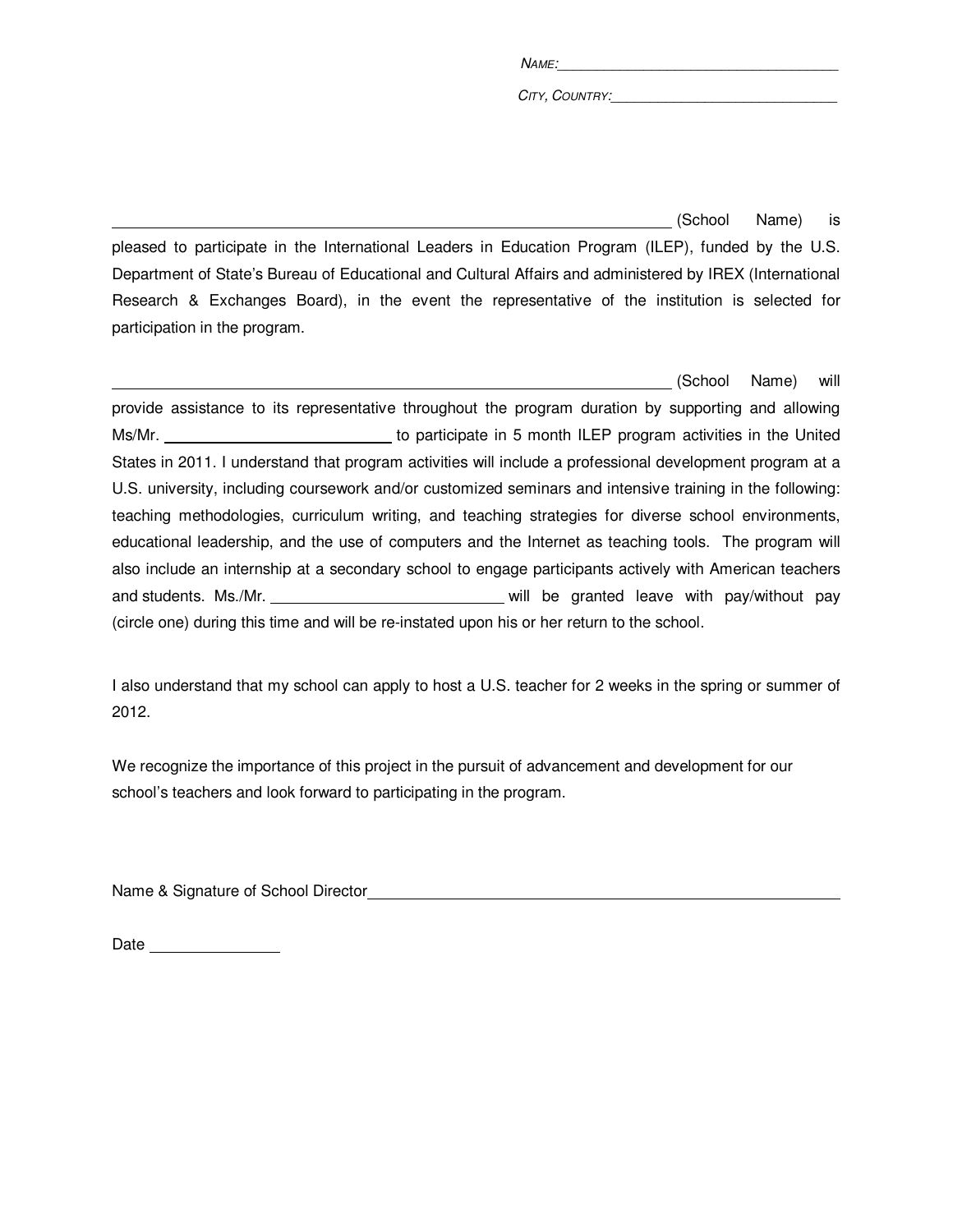NAME:___________________________________

CITY, COUNTRY:____________________________

______________________________________________________________________ (School Name) is pleased to participate in the International Leaders in Education Program (ILEP), funded by the U.S. Department of State's Bureau of Educational and Cultural Affairs and administered by IREX (International Research & Exchanges Board), in the event the representative of the institution is selected for participation in the program.

______________________________________________________________________ (School Name) will provide assistance to its representative throughout the program duration by supporting and allowing Ms/Mr. ____________________________ to participate in 5 month ILEP program activities in the United States in 2011. I understand that program activities will include a professional development program at a U.S. university, including coursework and/or customized seminars and intensive training in the following: teaching methodologies, curriculum writing, and teaching strategies for diverse school environments, educational leadership, and the use of computers and the Internet as teaching tools. The program will also include an internship at a secondary school to engage participants actively with American teachers and students. Ms./Mr. ____________________________ will be granted leave with pay/without pay (circle one) during this time and will be re-instated upon his or her return to the school.

I also understand that my school can apply to host a U.S. teacher for 2 weeks in the spring or summer of 2012.

We recognize the importance of this project in the pursuit of advancement and development for our school's teachers and look forward to participating in the program.

Name & Signature of School Director_____________________________________________________

Date _______________